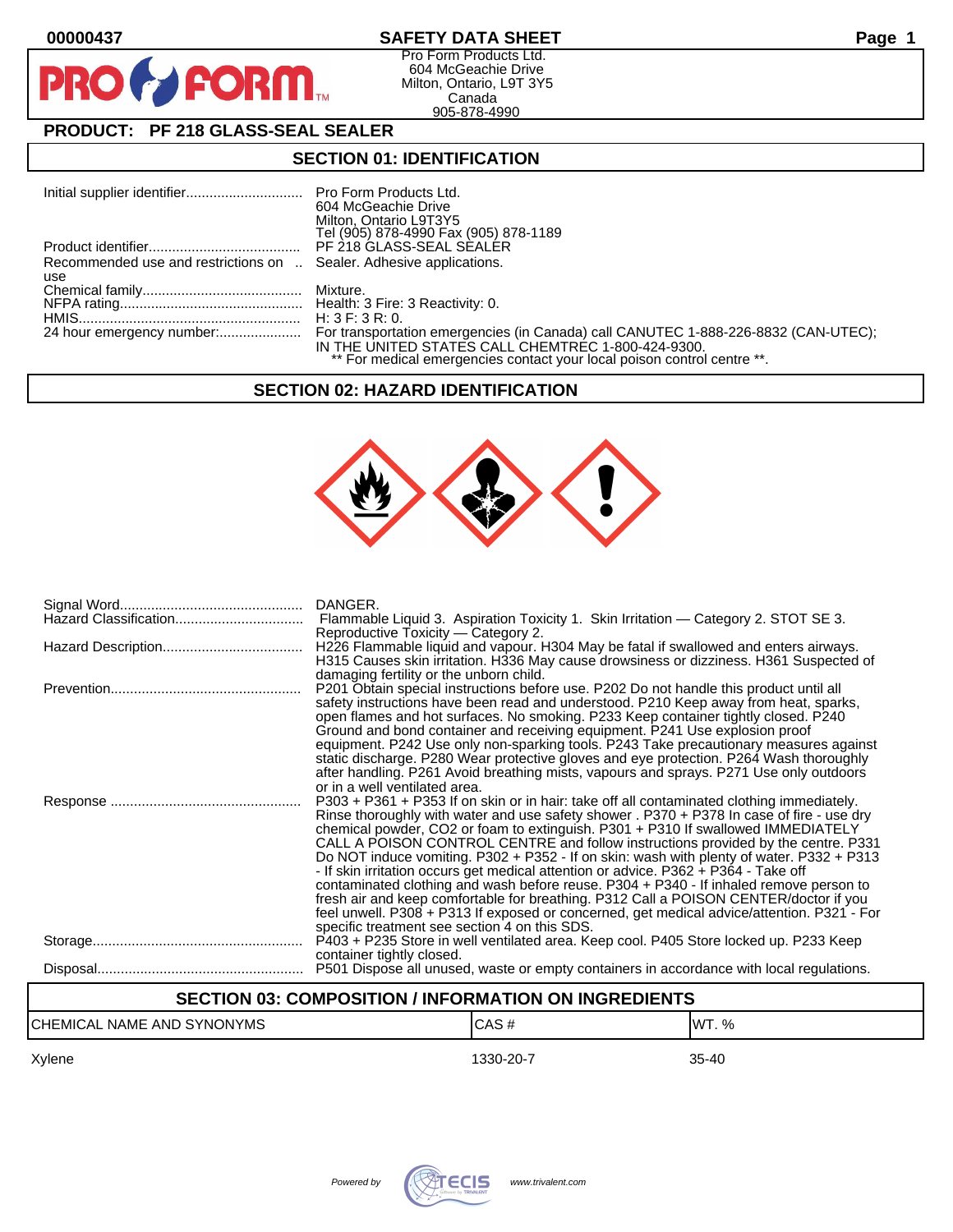00000437

# SAFETY DATA SHEET

Pro Form Products Ltd.
604 McGeachie Drive
Milton, Ontario, L9T 3Y5
Canada
905-878-4990

## PRODUCT: PF 218 GLASS-SEAL SEALER

## SECTION 01: IDENTIFICATION

| | |
|---|---|
| Initial supplier identifier | Pro Form Products Ltd. 604 McGeachie Drive Milton, Ontario L9T3Y5 Tel (905) 878-4990 Fax (905) 878-1189 |
| Product identifier | PF 218 GLASS-SEAL SEALER |
| Recommended use and restrictions on use | Sealer. Adhesive applications. |
| Chemical family | Mixture. |
| NFPA rating | Health: 3 Fire: 3 Reactivity: 0. |
| HMIS | H: 3 F: 3 R: 0. |
| 24 hour emergency number: | For transportation emergencies (in Canada) call CANUTEC 1-888-226-8832 (CAN-UTEC); IN THE UNITED STATES CALL CHEMTREC 1-800-424-9300. ** For medical emergencies contact your local poison control centre **. |

## SECTION 02: HAZARD IDENTIFICATION

| | |
|---|---|
| Signal Word | DANGER. |
| Hazard Classification | Flammable Liquid 3. Aspiration Toxicity 1. Skin Irritation — Category 2. STOT SE 3. Reproductive Toxicity — Category 2. |
| Hazard Description | H226 Flammable liquid and vapour. H304 May be fatal if swallowed and enters airways. H315 Causes skin irritation. H336 May cause drowsiness or dizziness. H361 Suspected of damaging fertility or the unborn child. |
| Prevention | P201 Obtain special instructions before use. P202 Do not handle this product until all safety instructions have been read and understood. P210 Keep away from heat, sparks, open flames and hot surfaces. No smoking. P233 Keep container tightly closed. P240 Ground and bond container and receiving equipment. P241 Use explosion proof equipment. P242 Use only non-sparking tools. P243 Take precautionary measures against static discharge. P280 Wear protective gloves and eye protection. P264 Wash thoroughly after handling. P261 Avoid breathing mists, vapours and sprays. P271 Use only outdoors or in a well ventilated area. |
| Response | P303 + P361 + P353 If on skin or in hair: take off all contaminated clothing immediately. Rinse thoroughly with water and use safety shower . P370 + P378 In case of fire - use dry chemical powder, CO2 or foam to extinguish. P301 + P310 If swallowed IMMEDIATELY CALL A POISON CONTROL CENTRE and follow instructions provided by the centre. P331 Do NOT induce vomiting. P302 + P352 - If on skin: wash with plenty of water. P332 + P313 - If skin irritation occurs get medical attention or advice. P362 + P364 - Take off contaminated clothing and wash before reuse. P304 + P340 - If inhaled remove person to fresh air and keep comfortable for breathing. P312 Call a POISON CENTER/doctor if you feel unwell. P308 + P313 If exposed or concerned, get medical advice/attention. P321 - For specific treatment see section 4 on this SDS. |
| Storage | P403 + P235 Store in well ventilated area. Keep cool. P405 Store locked up. P233 Keep container tightly closed. |
| Disposal | P501 Dispose all unused, waste or empty containers in accordance with local regulations. |

## SECTION 03: COMPOSITION / INFORMATION ON INGREDIENTS

| CHEMICAL NAME AND SYNONYMS | CAS # | WT. % |
|---|---|---|
| Xylene | 1330-20-7 | 35-40 |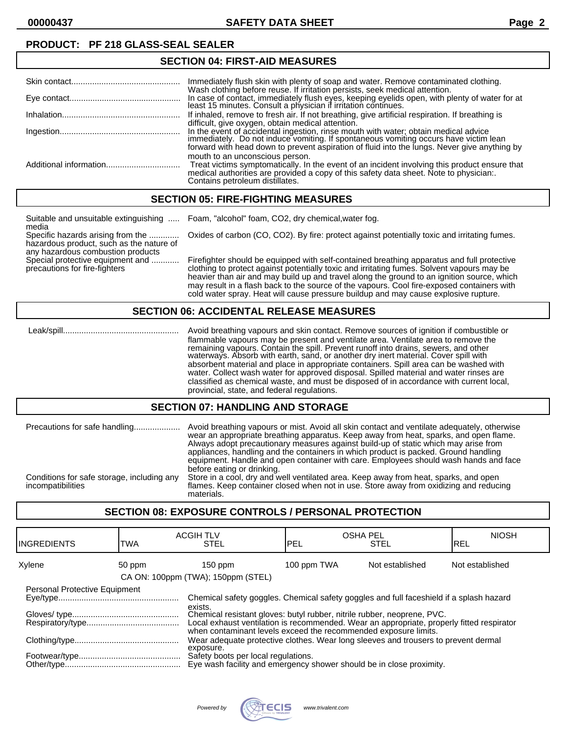**PRODUCT: PF 218 GLASS-SEAL SEALER**

## SECTION 04: FIRST-AID MEASURES

| | |
|---|---|
| Skin contact | Immediately flush skin with plenty of soap and water. Remove contaminated clothing. Wash clothing before reuse. If irritation persists, seek medical attention. |
| Eye contact | In case of contact, immediately flush eyes, keeping eyelids open, with plenty of water for at least 15 minutes. Consult a physician if irritation continues. |
| Inhalation | If inhaled, remove to fresh air. If not breathing, give artificial respiration. If breathing is difficult, give oxygen, obtain medical attention. |
| Ingestion | In the event of accidental ingestion, rinse mouth with water; obtain medical advice immediately. Do not induce vomiting. If spontaneous vomiting occurs have victim lean forward with head down to prevent aspiration of fluid into the lungs. Never give anything by mouth to an unconscious person. |
| Additional information | Treat victims symptomatically. In the event of an incident involving this product ensure that medical authorities are provided a copy of this safety data sheet. Note to physician:. Contains petroleum distillates. |

## SECTION 05: FIRE-FIGHTING MEASURES

| | |
|---|---|
| Suitable and unsuitable extinguishing media | Foam, "alcohol" foam, $CO_2$, dry chemical,water fog. |
| Specific hazards arising from the hazardous product, such as the nature of any hazardous combustion products | Oxides of carbon (CO, $CO_2$). By fire: protect against potentially toxic and irritating fumes. |
| Special protective equipment and precautions for fire-fighters | Firefighter should be equipped with self-contained breathing apparatus and full protective clothing to protect against potentially toxic and irritating fumes. Solvent vapours may be heavier than air and may build up and travel along the ground to an ignition source, which may result in a flash back to the source of the vapours. Cool fire-exposed containers with cold water spray. Heat will cause pressure buildup and may cause explosive rupture. |

## SECTION 06: ACCIDENTAL RELEASE MEASURES

| | |
|---|---|
| Leak/spill | Avoid breathing vapours and skin contact. Remove sources of ignition if combustible or flammable vapours may be present and ventilate area. Ventilate area to remove the remaining vapours. Contain the spill. Prevent runoff into drains, sewers, and other waterways. Absorb with earth, sand, or another dry inert material. Cover spill with absorbent material and place in appropriate containers. Spill area can be washed with water. Collect wash water for approved disposal. Spilled material and water rinses are classified as chemical waste, and must be disposed of in accordance with current local, provincial, state, and federal regulations. |

## SECTION 07: HANDLING AND STORAGE

| | |
|---|---|
| Precautions for safe handling | Avoid breathing vapours or mist. Avoid all skin contact and ventilate adequately, otherwise wear an appropriate breathing apparatus. Keep away from heat, sparks, and open flame. Always adopt precautionary measures against build-up of static which may arise from appliances, handling and the containers in which product is packed. Ground handling equipment. Handle and open container with care. Employees should wash hands and face before eating or drinking. |
| Conditions for safe storage, including any incompatibilities | Store in a cool, dry and well ventilated area. Keep away from heat, sparks, and open flames. Keep container closed when not in use. Store away from oxidizing and reducing materials. |

## SECTION 08: EXPOSURE CONTROLS / PERSONAL PROTECTION

| INGREDIENTS | ACGIH TLV TWA | ACGIH TLV STEL | OSHA PEL PEL | OSHA PEL STEL | NIOSH REL |
|---|---|---|---|---|---|
| Xylene | 50 ppm | 150 ppm | 100 ppm TWA | Not established | Not established |
| | CA ON: 100ppm (TWA); 150ppm (STEL) | | | | |

**Personal Protective Equipment**

| | |
|---|---|
| Eye/type | Chemical safety goggles. Chemical safety goggles and full faceshield if a splash hazard exists. |
| Gloves/ type | Chemical resistant gloves: butyl rubber, nitrile rubber, neoprene, PVC. |
| Respiratory/type | Local exhaust ventilation is recommended. Wear an appropriate, properly fitted respirator when contaminant levels exceed the recommended exposure limits. |
| Clothing/type | Wear adequate protective clothes. Wear long sleeves and trousers to prevent dermal exposure. |
| Footwear/type | Safety boots per local regulations. |
| Other/type | Eye wash facility and emergency shower should be in close proximity. |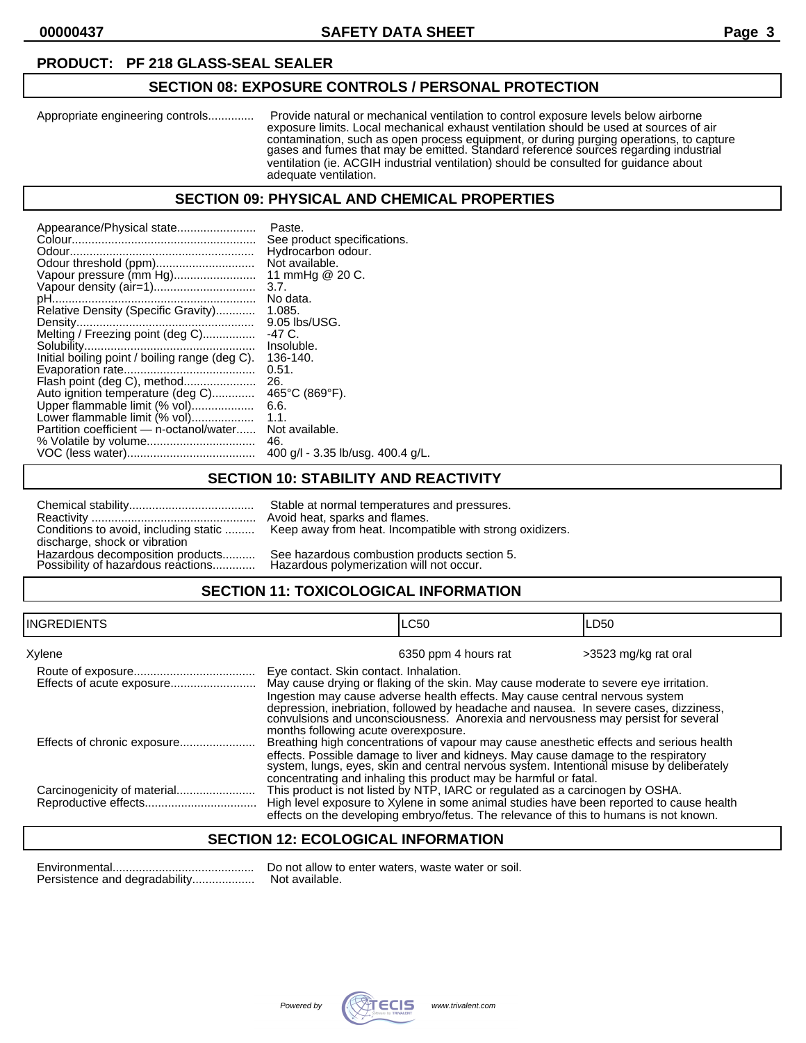**PRODUCT: PF 218 GLASS-SEAL SEALER**

## SECTION 08: EXPOSURE CONTROLS / PERSONAL PROTECTION

Appropriate engineering controls.............. Provide natural or mechanical ventilation to control exposure levels below airborne exposure limits. Local mechanical exhaust ventilation should be used at sources of air contamination, such as open process equipment, or during purging operations, to capture gases and fumes that may be emitted. Standard reference sources regarding industrial ventilation (ie. ACGIH industrial ventilation) should be consulted for guidance about adequate ventilation.

## SECTION 09: PHYSICAL AND CHEMICAL PROPERTIES

Appearance/Physical state........................ Paste.
Colour........................................................ See product specifications.
Odour......................................................... Hydrocarbon odour.
Odour threshold (ppm).............................. Not available.
Vapour pressure (mm Hg).......................... 11 mmHg @ 20 C.
Vapour density (air=1)............................... 3.7.
pH.............................................................. No data.
Relative Density (Specific Gravity)............ 1.085.
Density....................................................... 9.05 lbs/USG.
Melting / Freezing point (deg C)................ -47 C.
Solubility.................................................... Insoluble.
Initial boiling point / boiling range (deg C). 136-140.
Evaporation rate........................................ 0.51.
Flash point (deg C), method...................... 26.
Auto ignition temperature (deg C)............. 465°C (869°F).
Upper flammable limit (% vol)................... 6.6.
Lower flammable limit (% vol)................... 1.1.
Partition coefficient — n-octanol/water...... Not available.
% Volatile by volume................................. 46.
VOC (less water)........................................ 400 g/l - 3.35 lb/usg. 400.4 g/L.

## SECTION 10: STABILITY AND REACTIVITY

Chemical stability...................................... Stable at normal temperatures and pressures.
Reactivity .................................................. Avoid heat, sparks and flames.
Conditions to avoid, including static discharge, shock or vibration ......... Keep away from heat. Incompatible with strong oxidizers.
Hazardous decomposition products.......... See hazardous combustion products section 5.
Possibility of hazardous reactions............. Hazardous polymerization will not occur.

## SECTION 11: TOXICOLOGICAL INFORMATION

| INGREDIENTS | LC50 | LD50 |
|---|---|---|
| Xylene | 6350 ppm 4 hours rat | >3523 mg/kg rat oral |

Route of exposure..................................... Eye contact. Skin contact. Inhalation.
Effects of acute exposure.......................... May cause drying or flaking of the skin. May cause moderate to severe eye irritation. Ingestion may cause adverse health effects. May cause central nervous system depression, inebriation, followed by headache and nausea. In severe cases, dizziness, convulsions and unconsciousness. Anorexia and nervousness may persist for several months following acute overexposure.
Effects of chronic exposure....................... Breathing high concentrations of vapour may cause anesthetic effects and serious health effects. Possible damage to liver and kidneys. May cause damage to the respiratory system, lungs, eyes, skin and central nervous system. Intentional misuse by deliberately concentrating and inhaling this product may be harmful or fatal.
Carcinogenicity of material........................ This product is not listed by NTP, IARC or regulated as a carcinogen by OSHA.
Reproductive effects.................................. High level exposure to Xylene in some animal studies have been reported to cause health effects on the developing embryo/fetus. The relevance of this to humans is not known.

## SECTION 12: ECOLOGICAL INFORMATION

Environmental........................................... Do not allow to enter waters, waste water or soil.
Persistence and degradability.................... Not available.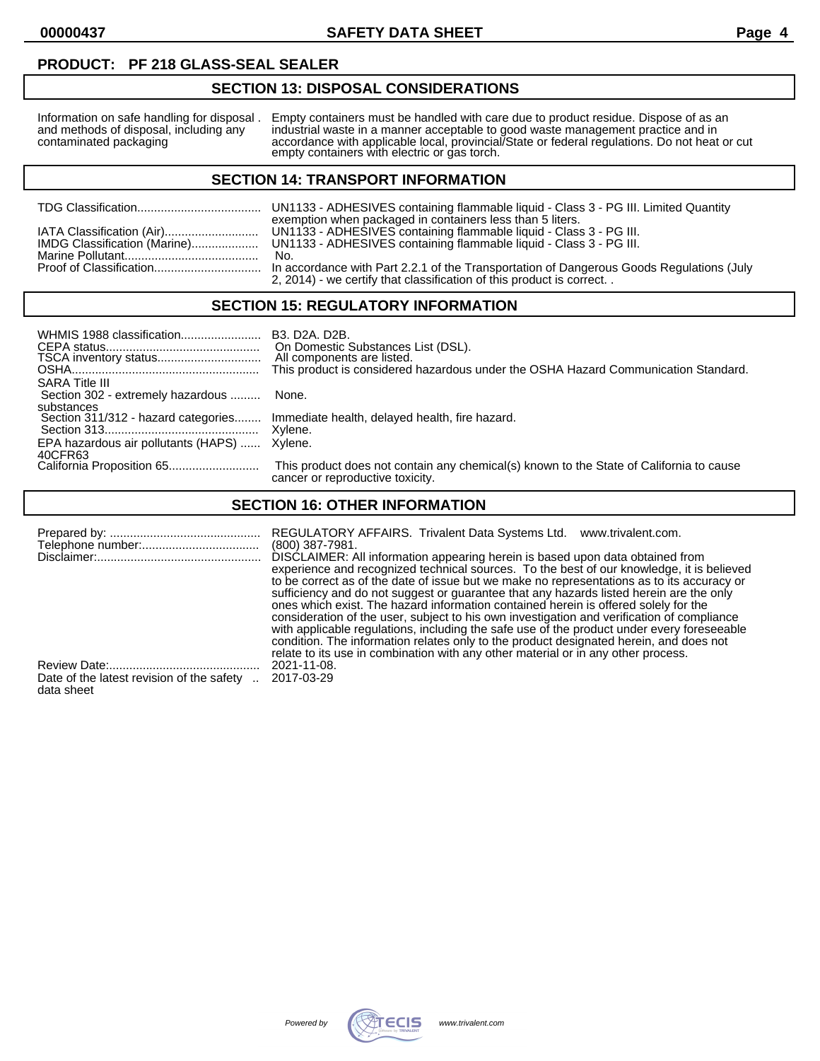**PRODUCT: PF 218 GLASS-SEAL SEALER**

## SECTION 13: DISPOSAL CONSIDERATIONS

| | |
|---|---|
| Information on safe handling for disposal and methods of disposal, including any contaminated packaging | Empty containers must be handled with care due to product residue. Dispose of as an industrial waste in a manner acceptable to good waste management practice and in accordance with applicable local, provincial/State or federal regulations. Do not heat or cut empty containers with electric or gas torch. |

## SECTION 14: TRANSPORT INFORMATION

| | |
|---|---|
| TDG Classification | UN1133 - ADHESIVES containing flammable liquid - Class 3 - PG III. Limited Quantity exemption when packaged in containers less than 5 liters. |
| IATA Classification (Air) | UN1133 - ADHESIVES containing flammable liquid - Class 3 - PG III. |
| IMDG Classification (Marine) | UN1133 - ADHESIVES containing flammable liquid - Class 3 - PG III. |
| Marine Pollutant | No. |
| Proof of Classification | In accordance with Part 2.2.1 of the Transportation of Dangerous Goods Regulations (July 2, 2014) - we certify that classification of this product is correct. . |

## SECTION 15: REGULATORY INFORMATION

| | |
|---|---|
| WHMIS 1988 classification | B3. D2A. D2B. |
| CEPA status | On Domestic Substances List (DSL). |
| TSCA inventory status | All components are listed. |
| OSHA | This product is considered hazardous under the OSHA Hazard Communication Standard. |
| SARA Title III | |
| Section 302 - extremely hazardous substances | None. |
| Section 311/312 - hazard categories | Immediate health, delayed health, fire hazard. |
| Section 313 | Xylene. |
| EPA hazardous air pollutants (HAPS) 40CFR63 | Xylene. |
| California Proposition 65 | This product does not contain any chemical(s) known to the State of California to cause cancer or reproductive toxicity. |

## SECTION 16: OTHER INFORMATION

| | |
|---|---|
| Prepared by: | REGULATORY AFFAIRS. Trivalent Data Systems Ltd. www.trivalent.com. |
| Telephone number: | (800) 387-7981. |
| Disclaimer: | DISCLAIMER: All information appearing herein is based upon data obtained from experience and recognized technical sources. To the best of our knowledge, it is believed to be correct as of the date of issue but we make no representations as to its accuracy or sufficiency and do not suggest or guarantee that any hazards listed herein are the only ones which exist. The hazard information contained herein is offered solely for the consideration of the user, subject to his own investigation and verification of compliance with applicable regulations, including the safe use of the product under every foreseeable condition. The information relates only to the product designated herein, and does not relate to its use in combination with any other material or in any other process. |
| Review Date: | 2021-11-08. |
| Date of the latest revision of the safety data sheet | 2017-03-29 |